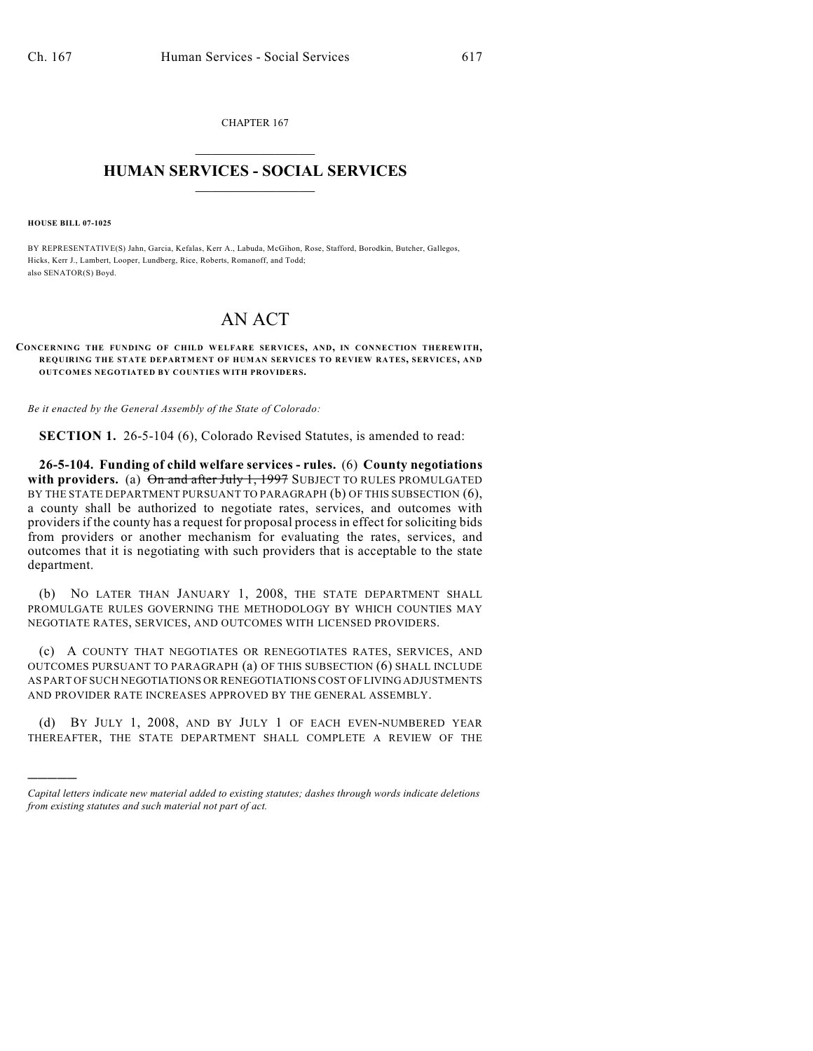CHAPTER 167

# HUMAN SERVICES - SOCIAL SERVICES

**HOUSE BILL 07-1025**

BY REPRESENTATIVE(S) Jahn, Garcia, Kefalas, Kerr A., Labuda, McGihon, Rose, Stafford, Borodkin, Butcher, Gallegos, Hicks, Kerr J., Lambert, Looper, Lundberg, Rice, Roberts, Romanoff, and Todd;
also SENATOR(S) Boyd.

# AN ACT

**CONCERNING THE FUNDING OF CHILD WELFARE SERVICES, AND, IN CONNECTION THEREWITH, REQUIRING THE STATE DEPARTMENT OF HUMAN SERVICES TO REVIEW RATES, SERVICES, AND OUTCOMES NEGOTIATED BY COUNTIES WITH PROVIDERS.**

*Be it enacted by the General Assembly of the State of Colorado:*

**SECTION 1.** 26-5-104 (6), Colorado Revised Statutes, is amended to read:

**26-5-104. Funding of child welfare services - rules.** (6) **County negotiations with providers.** (a) ~~On and after July 1, 1997~~ SUBJECT TO RULES PROMULGATED BY THE STATE DEPARTMENT PURSUANT TO PARAGRAPH (b) OF THIS SUBSECTION (6), a county shall be authorized to negotiate rates, services, and outcomes with providers if the county has a request for proposal process in effect for soliciting bids from providers or another mechanism for evaluating the rates, services, and outcomes that it is negotiating with such providers that is acceptable to the state department.

(b) NO LATER THAN JANUARY 1, 2008, THE STATE DEPARTMENT SHALL PROMULGATE RULES GOVERNING THE METHODOLOGY BY WHICH COUNTIES MAY NEGOTIATE RATES, SERVICES, AND OUTCOMES WITH LICENSED PROVIDERS.

(c) A COUNTY THAT NEGOTIATES OR RENEGOTIATES RATES, SERVICES, AND OUTCOMES PURSUANT TO PARAGRAPH (a) OF THIS SUBSECTION (6) SHALL INCLUDE AS PART OF SUCH NEGOTIATIONS OR RENEGOTIATIONS COST OF LIVING ADJUSTMENTS AND PROVIDER RATE INCREASES APPROVED BY THE GENERAL ASSEMBLY.

(d) BY JULY 1, 2008, AND BY JULY 1 OF EACH EVEN-NUMBERED YEAR THEREAFTER, THE STATE DEPARTMENT SHALL COMPLETE A REVIEW OF THE

---

*Capital letters indicate new material added to existing statutes; dashes through words indicate deletions from existing statutes and such material not part of act.*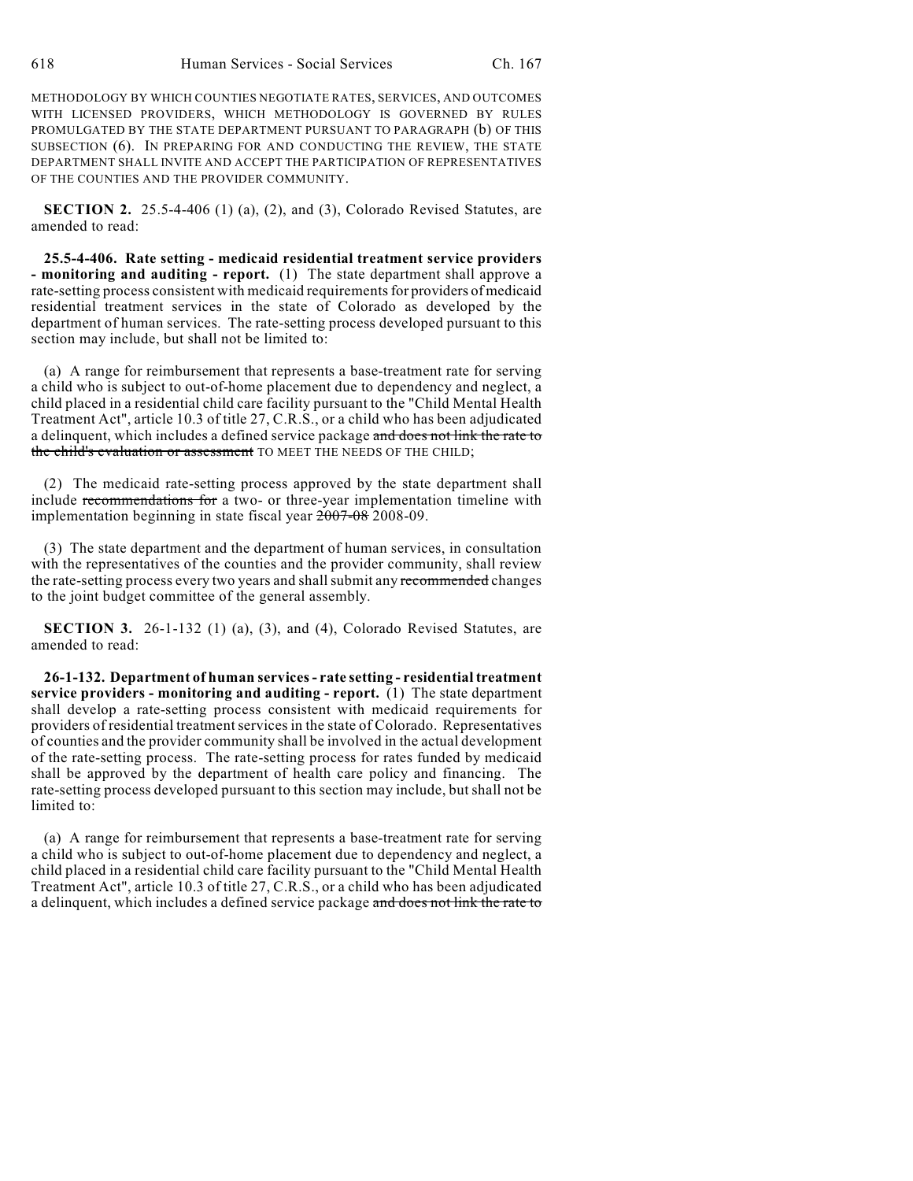METHODOLOGY BY WHICH COUNTIES NEGOTIATE RATES, SERVICES, AND OUTCOMES WITH LICENSED PROVIDERS, WHICH METHODOLOGY IS GOVERNED BY RULES PROMULGATED BY THE STATE DEPARTMENT PURSUANT TO PARAGRAPH (b) OF THIS SUBSECTION (6). IN PREPARING FOR AND CONDUCTING THE REVIEW, THE STATE DEPARTMENT SHALL INVITE AND ACCEPT THE PARTICIPATION OF REPRESENTATIVES OF THE COUNTIES AND THE PROVIDER COMMUNITY.

**SECTION 2.** 25.5-4-406 (1) (a), (2), and (3), Colorado Revised Statutes, are amended to read:

**25.5-4-406. Rate setting - medicaid residential treatment service providers - monitoring and auditing - report.** (1) The state department shall approve a rate-setting process consistent with medicaid requirements for providers of medicaid residential treatment services in the state of Colorado as developed by the department of human services. The rate-setting process developed pursuant to this section may include, but shall not be limited to:

(a) A range for reimbursement that represents a base-treatment rate for serving a child who is subject to out-of-home placement due to dependency and neglect, a child placed in a residential child care facility pursuant to the "Child Mental Health Treatment Act", article 10.3 of title 27, C.R.S., or a child who has been adjudicated a delinquent, which includes a defined service package ~~and does not link the rate to the child's evaluation or assessment~~ TO MEET THE NEEDS OF THE CHILD;

(2) The medicaid rate-setting process approved by the state department shall include ~~recommendations for~~ a two- or three-year implementation timeline with implementation beginning in state fiscal year ~~2007-08~~ 2008-09.

(3) The state department and the department of human services, in consultation with the representatives of the counties and the provider community, shall review the rate-setting process every two years and shall submit any ~~recommended~~ changes to the joint budget committee of the general assembly.

**SECTION 3.** 26-1-132 (1) (a), (3), and (4), Colorado Revised Statutes, are amended to read:

**26-1-132. Department of human services - rate setting - residential treatment service providers - monitoring and auditing - report.** (1) The state department shall develop a rate-setting process consistent with medicaid requirements for providers of residential treatment services in the state of Colorado. Representatives of counties and the provider community shall be involved in the actual development of the rate-setting process. The rate-setting process for rates funded by medicaid shall be approved by the department of health care policy and financing. The rate-setting process developed pursuant to this section may include, but shall not be limited to:

(a) A range for reimbursement that represents a base-treatment rate for serving a child who is subject to out-of-home placement due to dependency and neglect, a child placed in a residential child care facility pursuant to the "Child Mental Health Treatment Act", article 10.3 of title 27, C.R.S., or a child who has been adjudicated a delinquent, which includes a defined service package ~~and does not link the rate to~~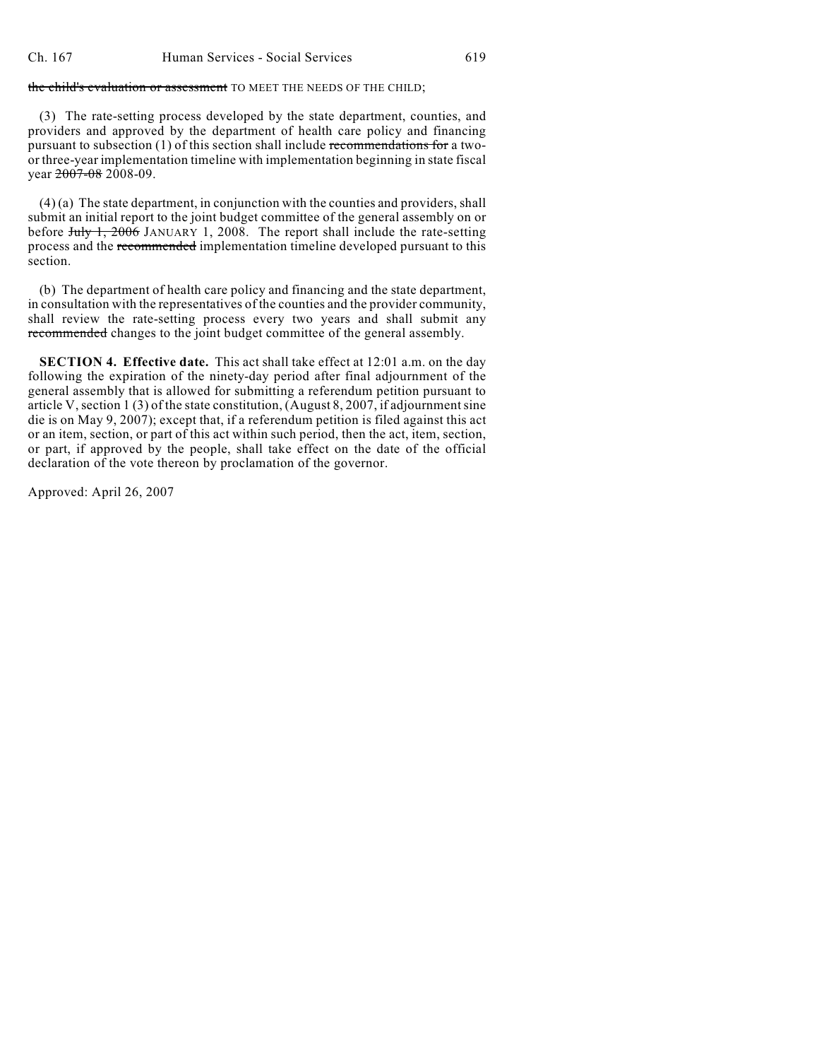~~the child's evaluation or assessment~~ TO MEET THE NEEDS OF THE CHILD;

(3) The rate-setting process developed by the state department, counties, and providers and approved by the department of health care policy and financing pursuant to subsection (1) of this section shall include ~~recommendations for~~ a two- or three-year implementation timeline with implementation beginning in state fiscal year ~~2007-08~~ 2008-09.

(4) (a) The state department, in conjunction with the counties and providers, shall submit an initial report to the joint budget committee of the general assembly on or before ~~July 1, 2006~~ JANUARY 1, 2008. The report shall include the rate-setting process and the ~~recommended~~ implementation timeline developed pursuant to this section.

(b) The department of health care policy and financing and the state department, in consultation with the representatives of the counties and the provider community, shall review the rate-setting process every two years and shall submit any ~~recommended~~ changes to the joint budget committee of the general assembly.

**SECTION 4. Effective date.** This act shall take effect at 12:01 a.m. on the day following the expiration of the ninety-day period after final adjournment of the general assembly that is allowed for submitting a referendum petition pursuant to article V, section 1 (3) of the state constitution, (August 8, 2007, if adjournment sine die is on May 9, 2007); except that, if a referendum petition is filed against this act or an item, section, or part of this act within such period, then the act, item, section, or part, if approved by the people, shall take effect on the date of the official declaration of the vote thereon by proclamation of the governor.

Approved: April 26, 2007